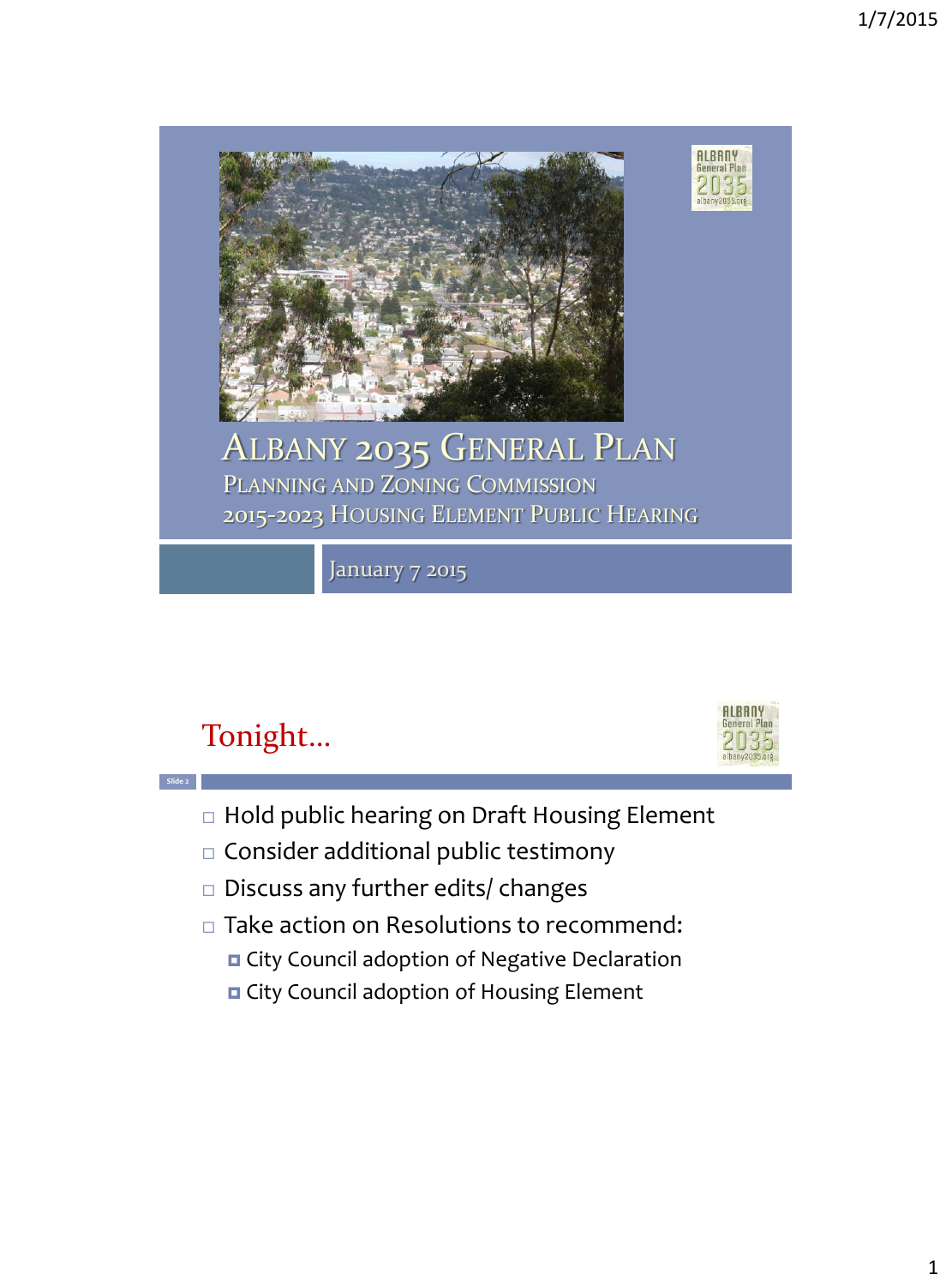# Albany 2035 General Plan

## Planning and Zoning Commission

## 2015-2023 Housing Element Public Hearing

January 7 2015

## Tonight…

- Hold public hearing on Draft Housing Element
- Consider additional public testimony
- Discuss any further edits/ changes
- Take action on Resolutions to recommend:
  - City Council adoption of Negative Declaration
  - City Council adoption of Housing Element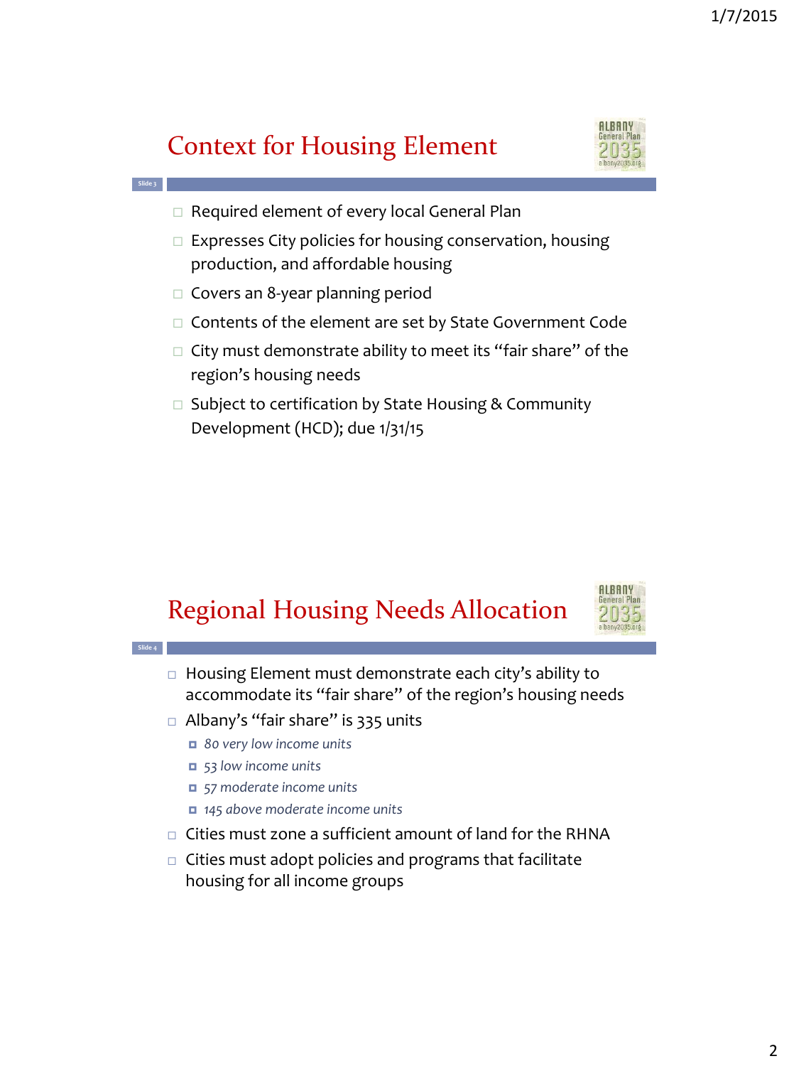## Context for Housing Element

- Required element of every local General Plan
- Expresses City policies for housing conservation, housing production, and affordable housing
- Covers an 8-year planning period
- Contents of the element are set by State Government Code
- City must demonstrate ability to meet its "fair share" of the region's housing needs
- Subject to certification by State Housing & Community Development (HCD); due 1/31/15

## Regional Housing Needs Allocation

- Housing Element must demonstrate each city's ability to accommodate its "fair share" of the region's housing needs
- Albany's "fair share" is 335 units
  - *80 very low income units*
  - *53 low income units*
  - *57 moderate income units*
  - *145 above moderate income units*
- Cities must zone a sufficient amount of land for the RHNA
- Cities must adopt policies and programs that facilitate housing for all income groups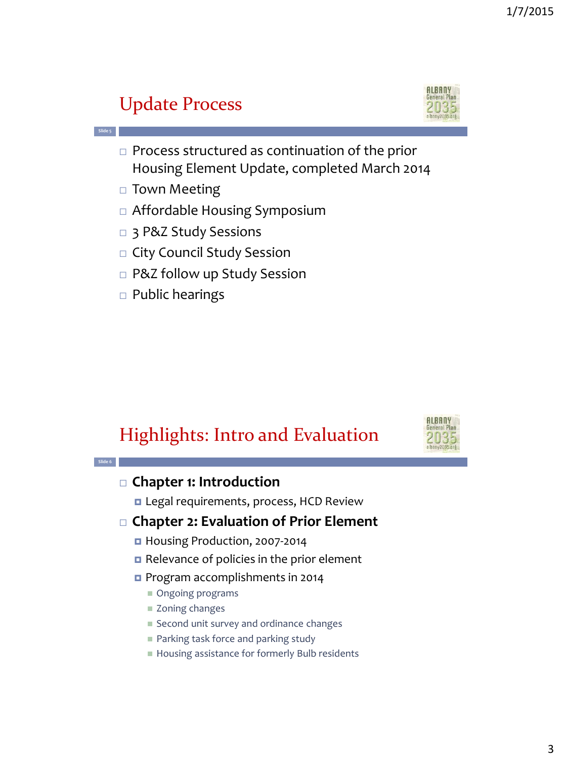## Update Process

Slide 5

- Process structured as continuation of the prior Housing Element Update, completed March 2014
- Town Meeting
- Affordable Housing Symposium
- 3 P&Z Study Sessions
- City Council Study Session
- P&Z follow up Study Session
- Public hearings

## Highlights: Intro and Evaluation

Slide 6

- **Chapter 1: Introduction**
  - Legal requirements, process, HCD Review
- **Chapter 2: Evaluation of Prior Element**
  - Housing Production, 2007-2014
  - Relevance of policies in the prior element
  - Program accomplishments in 2014
    - Ongoing programs
    - Zoning changes
    - Second unit survey and ordinance changes
    - Parking task force and parking study
    - Housing assistance for formerly Bulb residents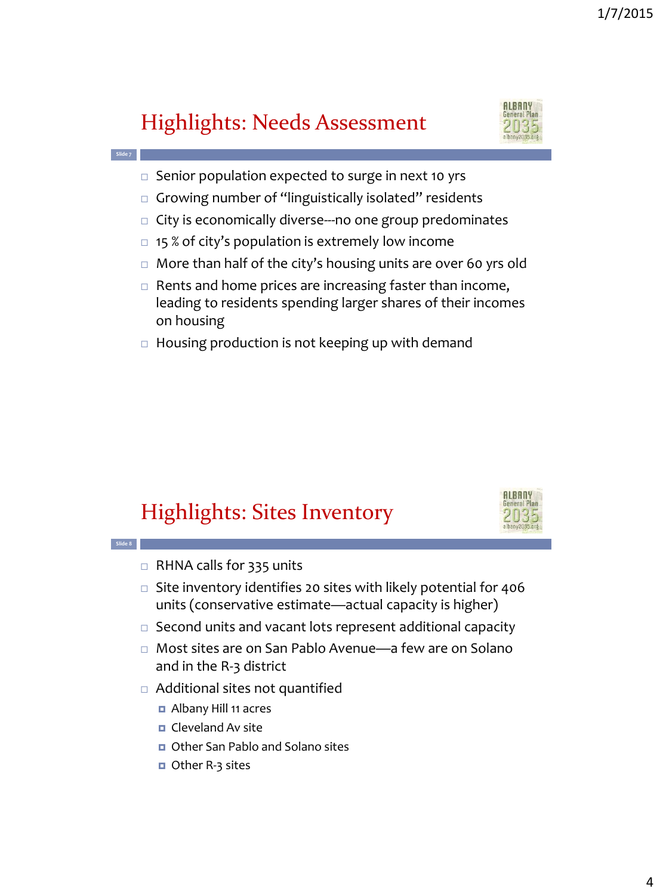## Highlights: Needs Assessment

Slide 7

- Senior population expected to surge in next 10 yrs
- Growing number of "linguistically isolated" residents
- City is economically diverse---no one group predominates
- 15 % of city's population is extremely low income
- More than half of the city's housing units are over 60 yrs old
- Rents and home prices are increasing faster than income, leading to residents spending larger shares of their incomes on housing
- Housing production is not keeping up with demand

## Highlights: Sites Inventory

Slide 8

- RHNA calls for 335 units
- Site inventory identifies 20 sites with likely potential for 406 units (conservative estimate—actual capacity is higher)
- Second units and vacant lots represent additional capacity
- Most sites are on San Pablo Avenue—a few are on Solano and in the R-3 district
- Additional sites not quantified
  - Albany Hill 11 acres
  - Cleveland Av site
  - Other San Pablo and Solano sites
  - Other R-3 sites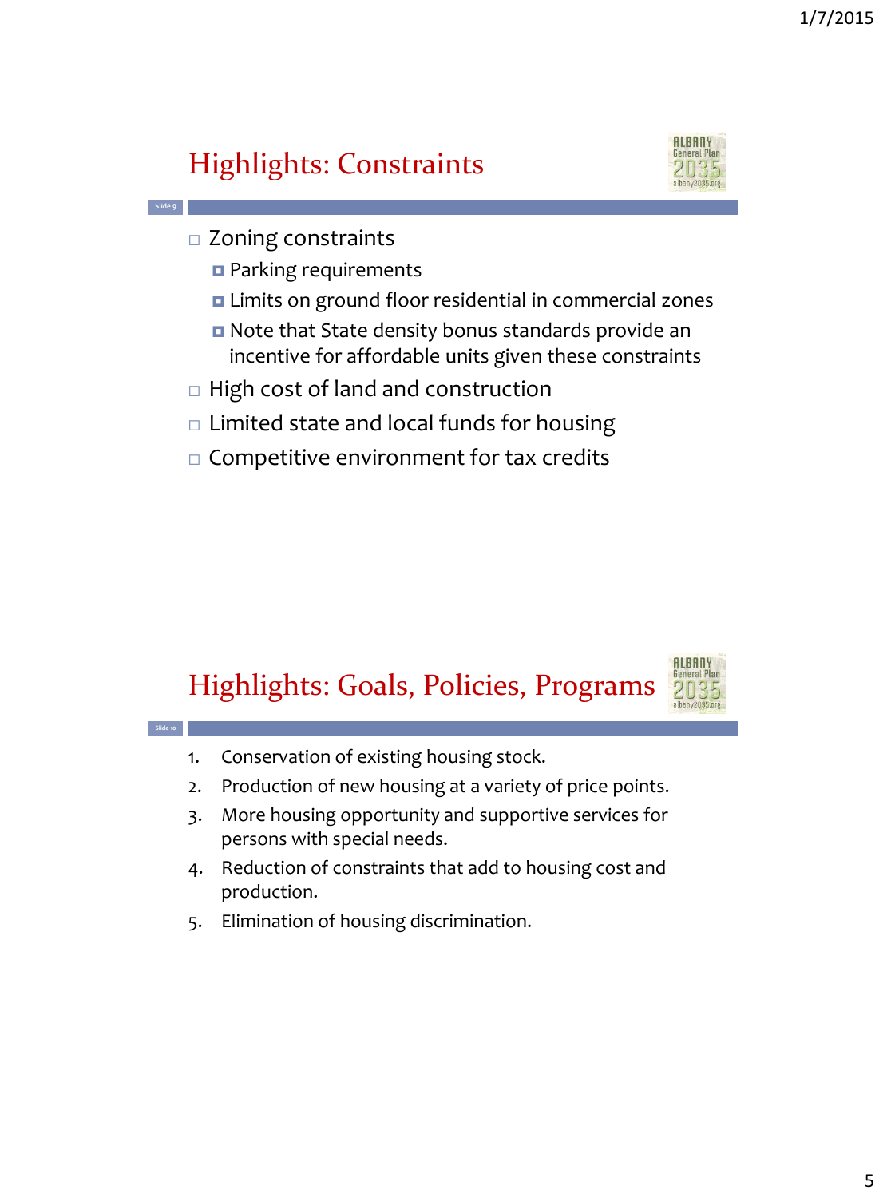## Highlights: Constraints

- Zoning constraints
  - Parking requirements
  - Limits on ground floor residential in commercial zones
  - Note that State density bonus standards provide an incentive for affordable units given these constraints
- High cost of land and construction
- Limited state and local funds for housing
- Competitive environment for tax credits

## Highlights: Goals, Policies, Programs

1. Conservation of existing housing stock.
2. Production of new housing at a variety of price points.
3. More housing opportunity and supportive services for persons with special needs.
4. Reduction of constraints that add to housing cost and production.
5. Elimination of housing discrimination.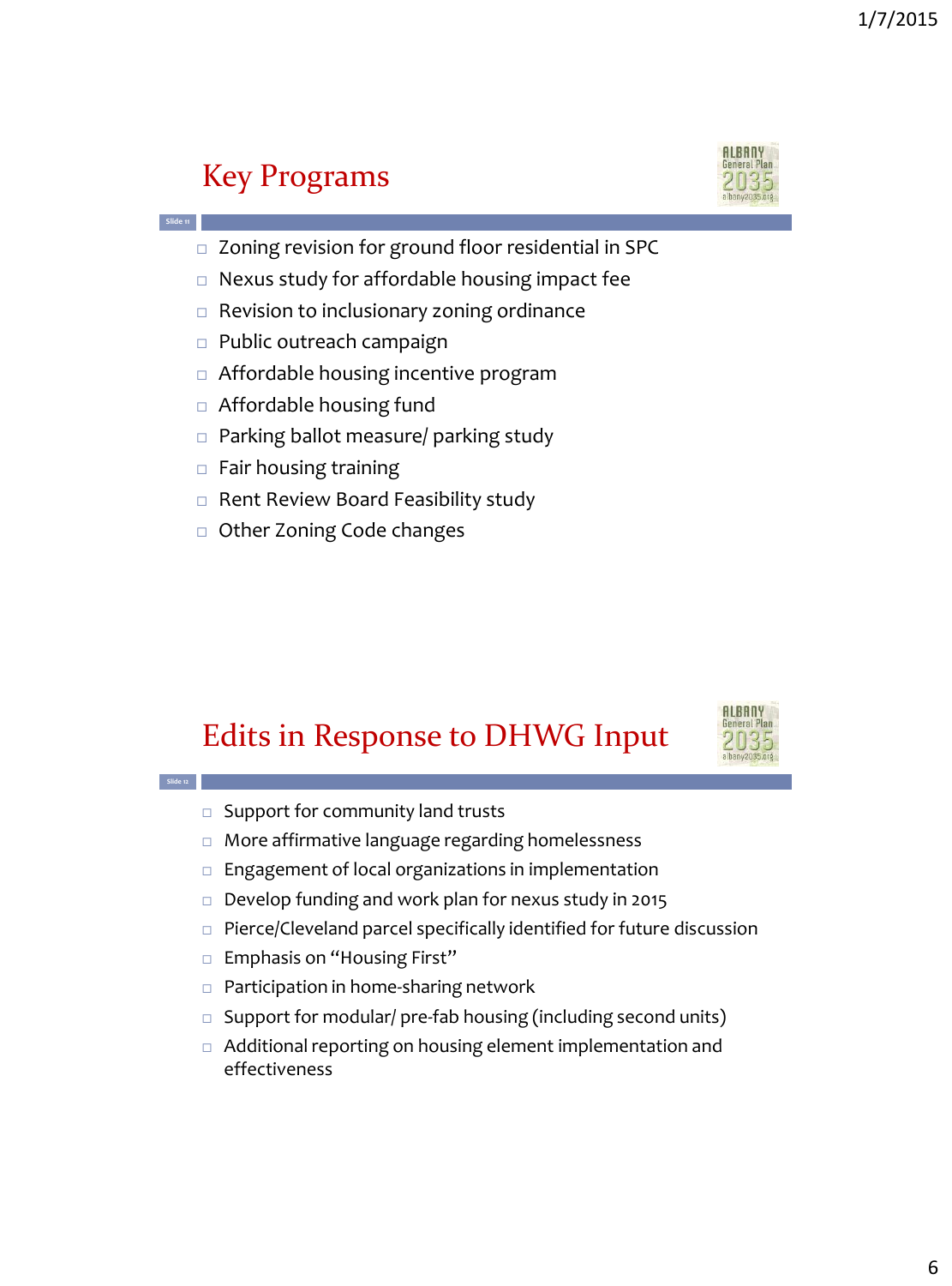## Key Programs

- Zoning revision for ground floor residential in SPC
- Nexus study for affordable housing impact fee
- Revision to inclusionary zoning ordinance
- Public outreach campaign
- Affordable housing incentive program
- Affordable housing fund
- Parking ballot measure/ parking study
- Fair housing training
- Rent Review Board Feasibility study
- Other Zoning Code changes

## Edits in Response to DHWG Input

- Support for community land trusts
- More affirmative language regarding homelessness
- Engagement of local organizations in implementation
- Develop funding and work plan for nexus study in 2015
- Pierce/Cleveland parcel specifically identified for future discussion
- Emphasis on "Housing First"
- Participation in home-sharing network
- Support for modular/ pre-fab housing (including second units)
- Additional reporting on housing element implementation and effectiveness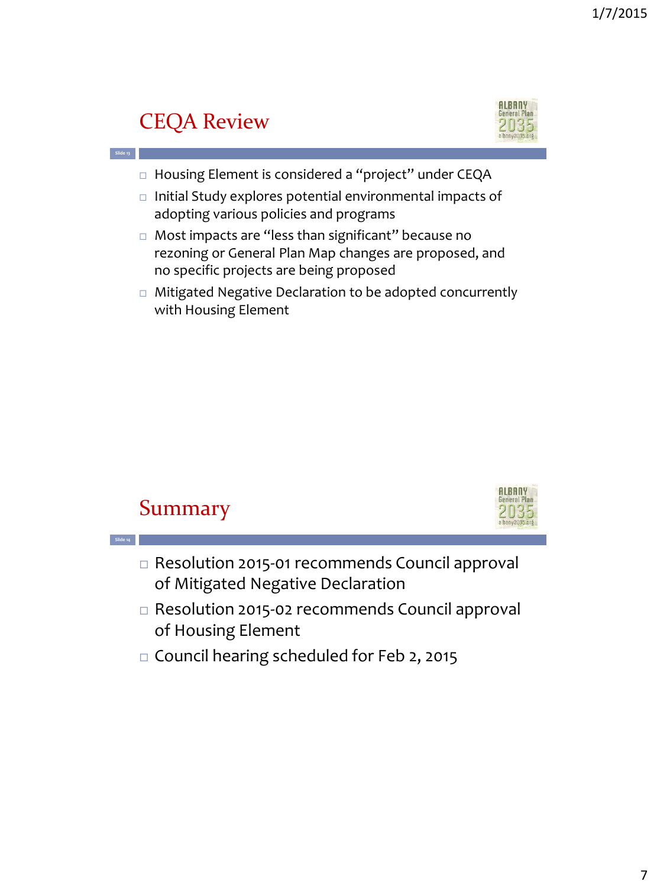## CEQA Review

- Housing Element is considered a "project" under CEQA
- Initial Study explores potential environmental impacts of adopting various policies and programs
- Most impacts are "less than significant" because no rezoning or General Plan Map changes are proposed, and no specific projects are being proposed
- Mitigated Negative Declaration to be adopted concurrently with Housing Element

## Summary

- Resolution 2015-01 recommends Council approval of Mitigated Negative Declaration
- Resolution 2015-02 recommends Council approval of Housing Element
- Council hearing scheduled for Feb 2, 2015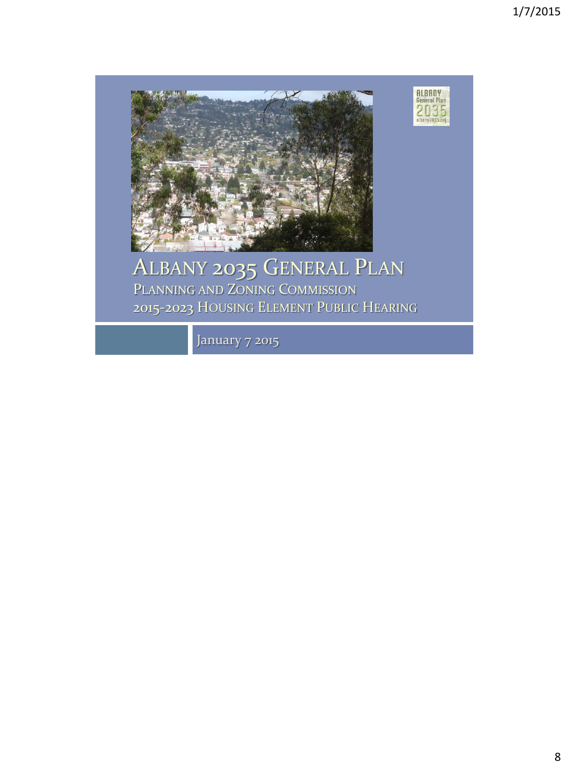# Albany 2035 General Plan

Planning and Zoning Commission

2015-2023 Housing Element Public Hearing

January 7 2015